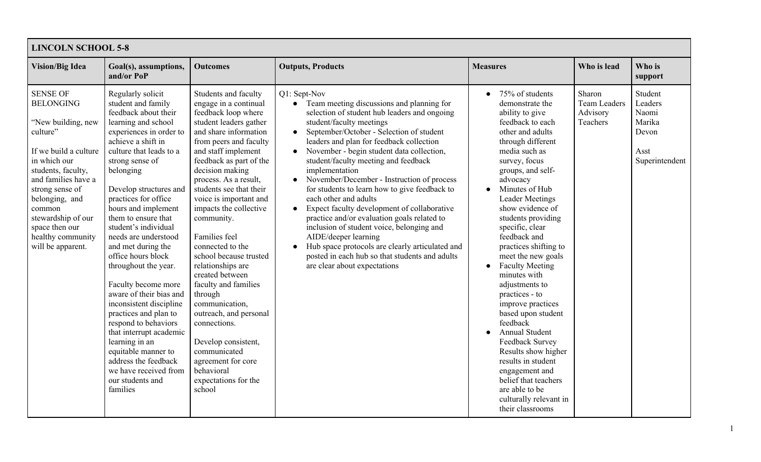| LINCOLN SCHOOL 5-8 | | | | | | |
|---|---|---|---|---|---|---|
| **Vision/Big Idea** | **Goal(s), assumptions, and/or PoP** | **Outcomes** | **Outputs, Products** | **Measures** | **Who is lead** | **Who is support** |
| SENSE OF BELONGING<br><br>"New building, new culture"<br><br>If we build a culture in which our students, faculty, and families have a strong sense of belonging, and common stewardship of our space then our healthy community will be apparent. | Regularly solicit student and family feedback about their learning and school experiences in order to achieve a shift in culture that leads to a strong sense of belonging<br><br>Develop structures and practices for office hours and implement them to ensure that student's individual needs are understood and met during the office hours block throughout the year.<br><br>Faculty become more aware of their bias and inconsistent discipline practices and plan to respond to behaviors that interrupt academic learning in an equitable manner to address the feedback we have received from our students and families | Students and faculty engage in a continual feedback loop where student leaders gather and share information from peers and faculty and staff implement feedback as part of the decision making process. As a result, students see that their voice is important and impacts the collective community.<br><br>Families feel connected to the school because trusted relationships are created between faculty and families through communication, outreach, and personal connections.<br><br>Develop consistent, communicated agreement for core behavioral expectations for the school | Q1: Sept-Nov<br>• Team meeting discussions and planning for selection of student hub leaders and ongoing student/faculty meetings<br>• September/October - Selection of student leaders and plan for feedback collection<br>• November - begin student data collection, student/faculty meeting and feedback implementation<br>• November/December - Instruction of process for students to learn how to give feedback to each other and adults<br>• Expect faculty development of collaborative practice and/or evaluation goals related to inclusion of student voice, belonging and AIDE/deeper learning<br>• Hub space protocols are clearly articulated and posted in each hub so that students and adults are clear about expectations | • 75% of students demonstrate the ability to give feedback to each other and adults through different media such as survey, focus groups, and self-advocacy<br>• Minutes of Hub Leader Meetings show evidence of students providing specific, clear feedback and practices shifting to meet the new goals<br>• Faculty Meeting minutes with adjustments to practices - to improve practices based upon student feedback<br>• Annual Student Feedback Survey Results show higher results in student engagement and belief that teachers are able to be culturally relevant in their classrooms | Sharon<br>Team Leaders<br>Advisory Teachers | Student Leaders<br>Naomi<br>Marika<br>Devon<br><br>Asst Superintendent |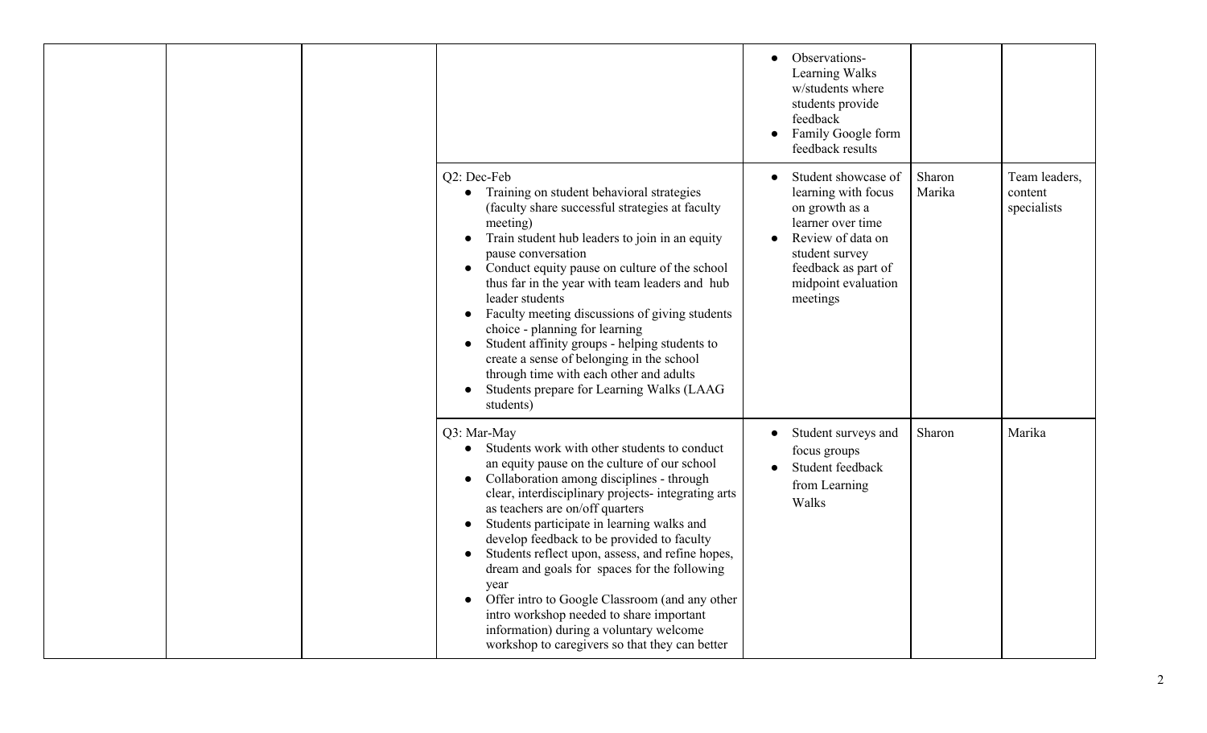|  |  |  |  |  |  |  |
|---|---|---|---|---|---|---|
|  |  |  |  | • Observations- Learning Walks w/students where students provide feedback<br>• Family Google form feedback results |  |  |
|  |  |  | Q2: Dec-Feb<br>• Training on student behavioral strategies (faculty share successful strategies at faculty meeting)<br>• Train student hub leaders to join in an equity pause conversation<br>• Conduct equity pause on culture of the school thus far in the year with team leaders and hub leader students<br>• Faculty meeting discussions of giving students choice - planning for learning<br>• Student affinity groups - helping students to create a sense of belonging in the school through time with each other and adults<br>• Students prepare for Learning Walks (LAAG students) | • Student showcase of learning with focus on growth as a learner over time<br>• Review of data on student survey feedback as part of midpoint evaluation meetings | Sharon Marika | Team leaders, content specialists |
|  |  |  | Q3: Mar-May<br>• Students work with other students to conduct an equity pause on the culture of our school<br>• Collaboration among disciplines - through clear, interdisciplinary projects- integrating arts as teachers are on/off quarters<br>• Students participate in learning walks and develop feedback to be provided to faculty<br>• Students reflect upon, assess, and refine hopes, dream and goals for spaces for the following year<br>• Offer intro to Google Classroom (and any other intro workshop needed to share important information) during a voluntary welcome workshop to caregivers so that they can better | • Student surveys and focus groups<br>• Student feedback from Learning Walks | Sharon | Marika |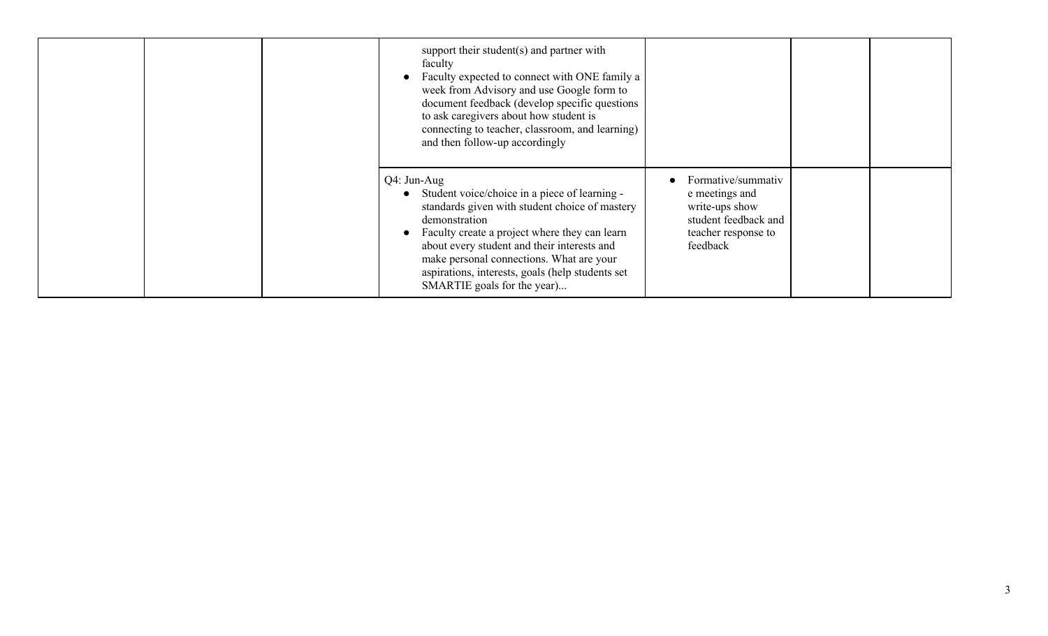| | | | | | | |
|---|---|---|---|---|---|---|
| | | | support their student(s) and partner with faculty<br>• Faculty expected to connect with ONE family a week from Advisory and use Google form to document feedback (develop specific questions to ask caregivers about how student is connecting to teacher, classroom, and learning) and then follow-up accordingly | | | |
| | | | Q4: Jun-Aug<br>• Student voice/choice in a piece of learning - standards given with student choice of mastery demonstration<br>• Faculty create a project where they can learn about every student and their interests and make personal connections. What are your aspirations, interests, goals (help students set SMARTIE goals for the year)... | • Formative/summative meetings and write-ups show student feedback and teacher response to feedback | | |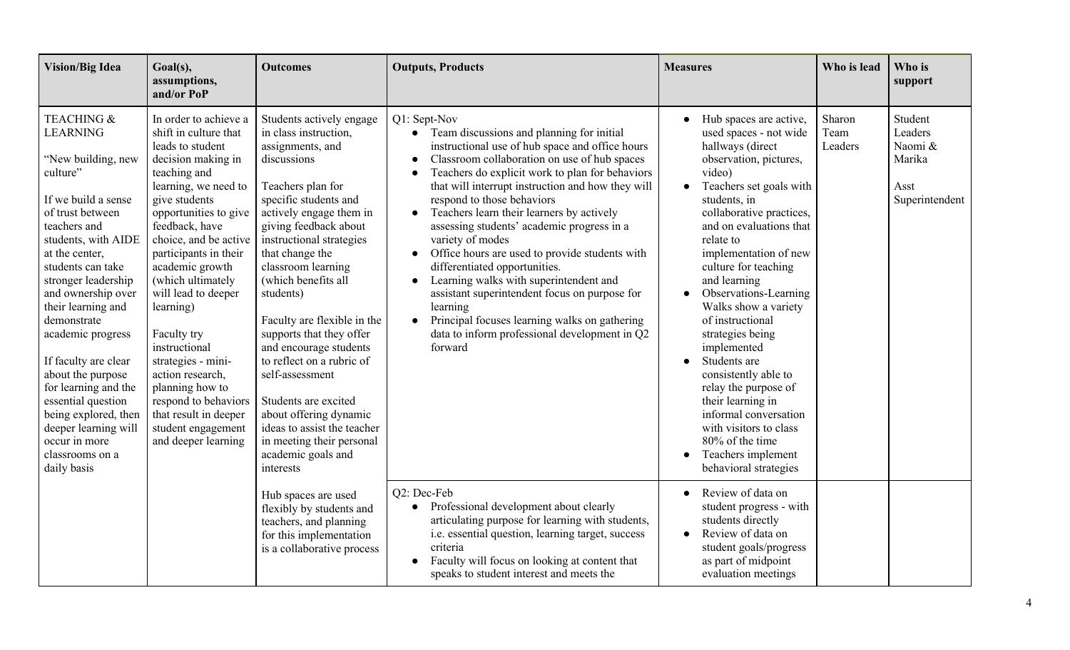| Vision/Big Idea | Goal(s), assumptions, and/or PoP | Outcomes | Outputs, Products | Measures | Who is lead | Who is support |
|---|---|---|---|---|---|---|
| TEACHING & LEARNING<br><br>"New building, new culture"<br><br>If we build a sense of trust between teachers and students, with AIDE at the center, students can take stronger leadership and ownership over their learning and demonstrate academic progress<br><br>If faculty are clear about the purpose for learning and the essential question being explored, then deeper learning will occur in more classrooms on a daily basis | In order to achieve a shift in culture that leads to student decision making in teaching and learning, we need to give students opportunities to give feedback, have choice, and be active participants in their academic growth (which ultimately will lead to deeper learning)<br><br>Faculty try instructional strategies - mini-action research, planning how to respond to behaviors that result in deeper student engagement and deeper learning | Students actively engage in class instruction, assignments, and discussions<br><br>Teachers plan for specific students and actively engage them in giving feedback about instructional strategies that change the classroom learning (which benefits all students)<br><br>Faculty are flexible in the supports that they offer and encourage students to reflect on a rubric of self-assessment<br><br>Students are excited about offering dynamic ideas to assist the teacher in meeting their personal academic goals and interests | Q1: Sept-Nov<br>• Team discussions and planning for initial instructional use of hub space and office hours<br>• Classroom collaboration on use of hub spaces<br>• Teachers do explicit work to plan for behaviors that will interrupt instruction and how they will respond to those behaviors<br>• Teachers learn their learners by actively assessing students' academic progress in a variety of modes<br>• Office hours are used to provide students with differentiated opportunities.<br>• Learning walks with superintendent and assistant superintendent focus on purpose for learning<br>• Principal focuses learning walks on gathering data to inform professional development in Q2 forward | • Hub spaces are active, used spaces - not wide hallways (direct observation, pictures, video)<br>• Teachers set goals with students, in collaborative practices, and on evaluations that relate to implementation of new culture for teaching and learning<br>• Observations-Learning Walks show a variety of instructional strategies being implemented<br>• Students are consistently able to relay the purpose of their learning in informal conversation with visitors to class 80% of the time<br>• Teachers implement behavioral strategies | Sharon<br>Team Leaders | Student Leaders<br>Naomi & Marika<br><br>Asst Superintendent |
| | | Hub spaces are used flexibly by students and teachers, and planning for this implementation is a collaborative process | Q2: Dec-Feb<br>• Professional development about clearly articulating purpose for learning with students, i.e. essential question, learning target, success criteria<br>• Faculty will focus on looking at content that speaks to student interest and meets the | • Review of data on student progress - with students directly<br>• Review of data on student goals/progress as part of midpoint evaluation meetings | | |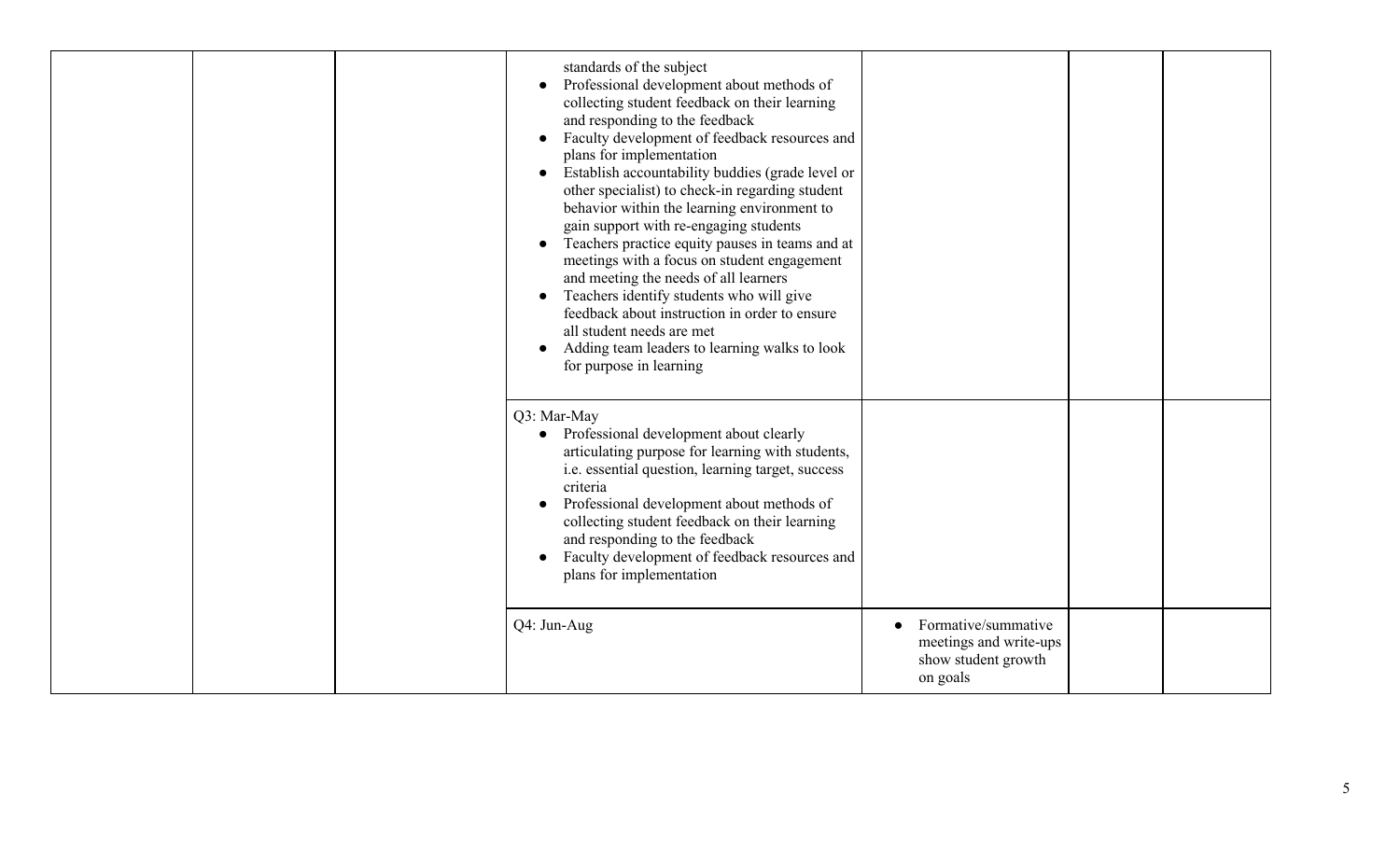| | | | | | | |
|---|---|---|---|---|---|---|
| | | | standards of the subject<br>• Professional development about methods of collecting student feedback on their learning and responding to the feedback<br>• Faculty development of feedback resources and plans for implementation<br>• Establish accountability buddies (grade level or other specialist) to check-in regarding student behavior within the learning environment to gain support with re-engaging students<br>• Teachers practice equity pauses in teams and at meetings with a focus on student engagement and meeting the needs of all learners<br>• Teachers identify students who will give feedback about instruction in order to ensure all student needs are met<br>• Adding team leaders to learning walks to look for purpose in learning | | | |
| | | | Q3: Mar-May<br>• Professional development about clearly articulating purpose for learning with students, i.e. essential question, learning target, success criteria<br>• Professional development about methods of collecting student feedback on their learning and responding to the feedback<br>• Faculty development of feedback resources and plans for implementation | | | |
| | | | Q4: Jun-Aug | • Formative/summative meetings and write-ups show student growth on goals | | |